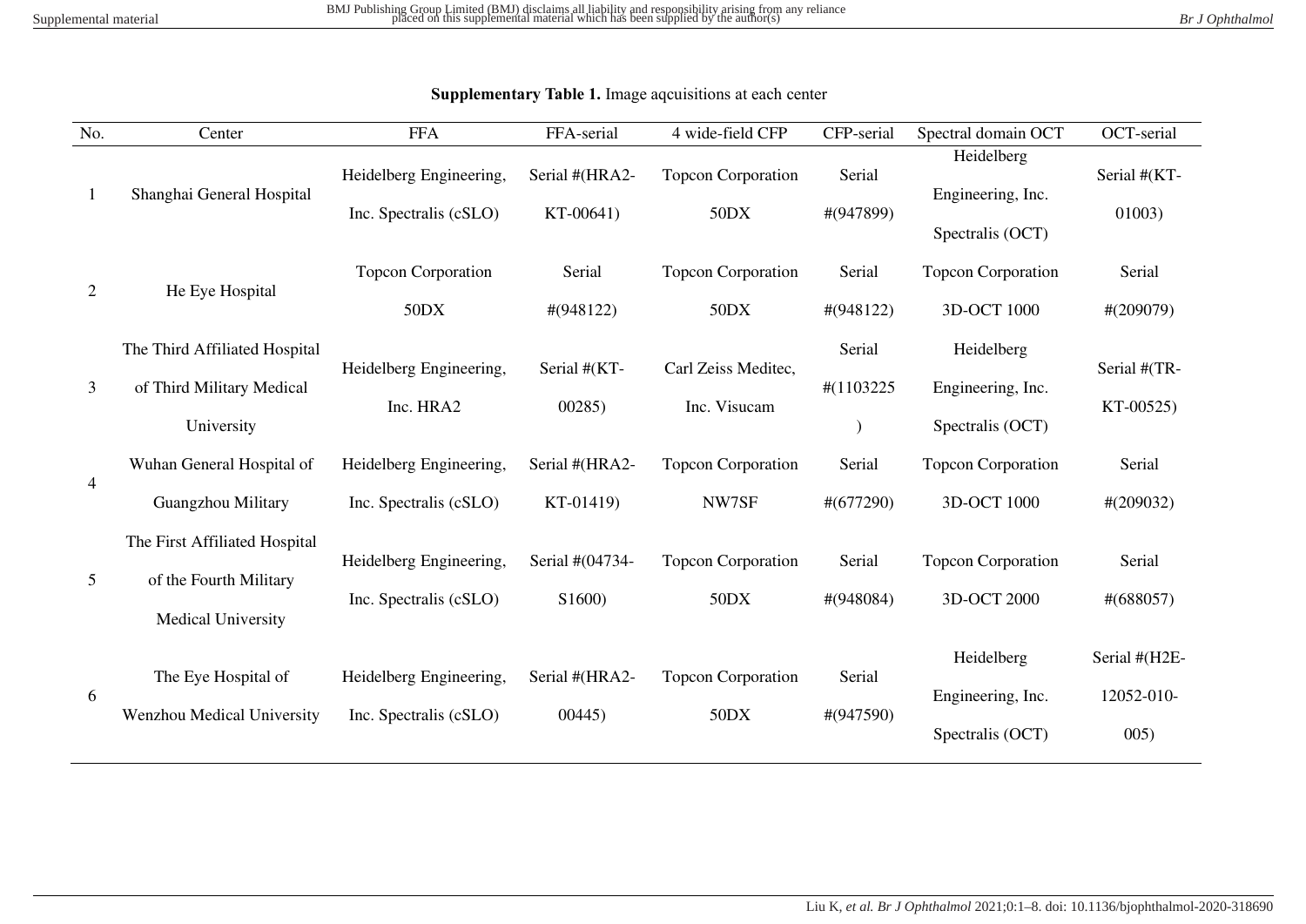**Supplementary Table 1.** Image aqcuisitions at each center

| No. | Center | FFA | FFA-serial | 4 wide-field CFP | CFP-serial | Spectral domain OCT | OCT-serial |
|---|---|---|---|---|---|---|---|
| 1 | Shanghai General Hospital | Heidelberg Engineering, Inc. Spectralis (cSLO) | Serial #(HRA2-KT-00641) | Topcon Corporation 50DX | Serial #(947899) | Heidelberg Engineering, Inc. Spectralis (OCT) | Serial #(KT-01003) |
| 2 | He Eye Hospital | Topcon Corporation 50DX | Serial #(948122) | Topcon Corporation 50DX | Serial #(948122) | Topcon Corporation 3D-OCT 1000 | Serial #(209079) |
| 3 | The Third Affiliated Hospital of Third Military Medical University | Heidelberg Engineering, Inc. HRA2 | Serial #(KT-00285) | Carl Zeiss Meditec, Inc. Visucam | Serial #(1103225) | Heidelberg Engineering, Inc. Spectralis (OCT) | Serial #(TR-KT-00525) |
| 4 | Wuhan General Hospital of Guangzhou Military | Heidelberg Engineering, Inc. Spectralis (cSLO) | Serial #(HRA2-KT-01419) | Topcon Corporation NW7SF | Serial #(677290) | Topcon Corporation 3D-OCT 1000 | Serial #(209032) |
| 5 | The First Affiliated Hospital of the Fourth Military Medical University | Heidelberg Engineering, Inc. Spectralis (cSLO) | Serial #(04734-S1600) | Topcon Corporation 50DX | Serial #(948084) | Topcon Corporation 3D-OCT 2000 | Serial #(688057) |
| 6 | The Eye Hospital of Wenzhou Medical University | Heidelberg Engineering, Inc. Spectralis (cSLO) | Serial #(HRA2-00445) | Topcon Corporation 50DX | Serial #(947590) | Heidelberg Engineering, Inc. Spectralis (OCT) | Serial #(H2E-12052-010-005) |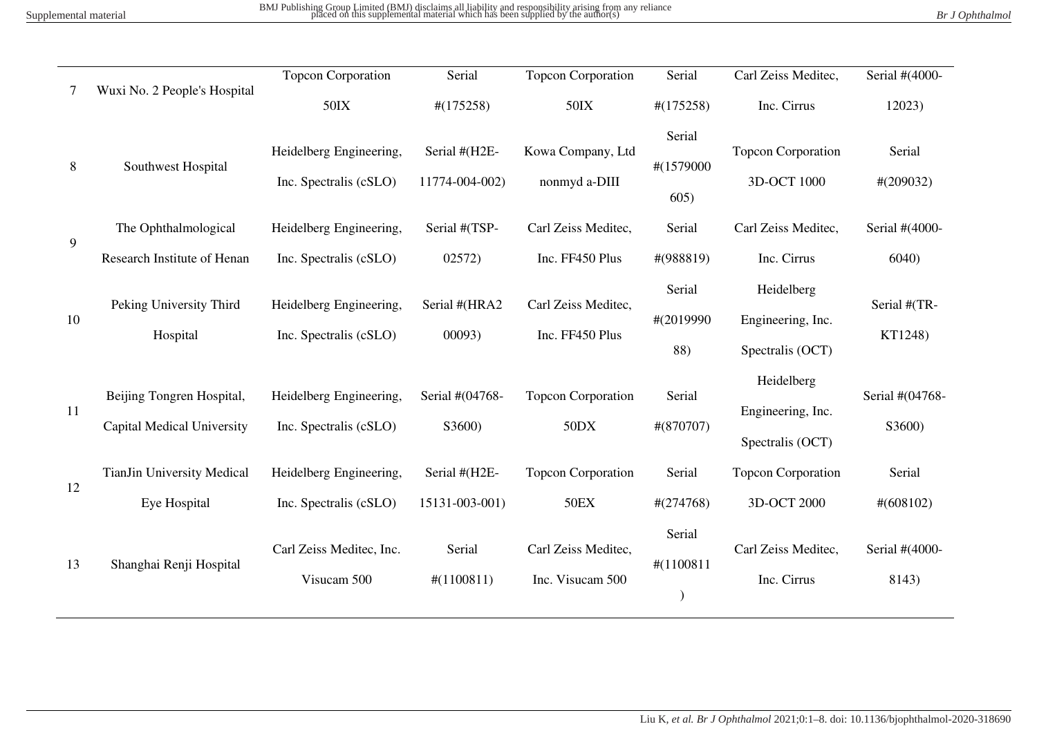| | | | | | | | |
|---|---|---|---|---|---|---|---|
| 7 | Wuxi No. 2 People's Hospital | Topcon Corporation 50IX | Serial #(175258) | Topcon Corporation 50IX | Serial #(175258) | Carl Zeiss Meditec, Inc. Cirrus | Serial #(4000-12023) |
| 8 | Southwest Hospital | Heidelberg Engineering, Inc. Spectralis (cSLO) | Serial #(H2E-11774-004-002) | Kowa Company, Ltd nonmyd a-DIII | Serial #(1579000605) | Topcon Corporation 3D-OCT 1000 | Serial #(209032) |
| 9 | The Ophthalmological Research Institute of Henan | Heidelberg Engineering, Inc. Spectralis (cSLO) | Serial #(TSP-02572) | Carl Zeiss Meditec, Inc. FF450 Plus | Serial #(988819) | Carl Zeiss Meditec, Inc. Cirrus | Serial #(4000-6040) |
| 10 | Peking University Third Hospital | Heidelberg Engineering, Inc. Spectralis (cSLO) | Serial #(HRA200093) | Carl Zeiss Meditec, Inc. FF450 Plus | Serial #(201999088) | Heidelberg Engineering, Inc. Spectralis (OCT) | Serial #(TR-KT1248) |
| 11 | Beijing Tongren Hospital, Capital Medical University | Heidelberg Engineering, Inc. Spectralis (cSLO) | Serial #(04768-S3600) | Topcon Corporation 50DX | Serial #(870707) | Heidelberg Engineering, Inc. Spectralis (OCT) | Serial #(04768-S3600) |
| 12 | TianJin University Medical Eye Hospital | Heidelberg Engineering, Inc. Spectralis (cSLO) | Serial #(H2E-15131-003-001) | Topcon Corporation 50EX | Serial #(274768) | Topcon Corporation 3D-OCT 2000 | Serial #(608102) |
| 13 | Shanghai Renji Hospital | Carl Zeiss Meditec, Inc. Visucam 500 | Serial #(1100811) | Carl Zeiss Meditec, Inc. Visucam 500 | Serial #(1100811) | Carl Zeiss Meditec, Inc. Cirrus | Serial #(4000-8143) |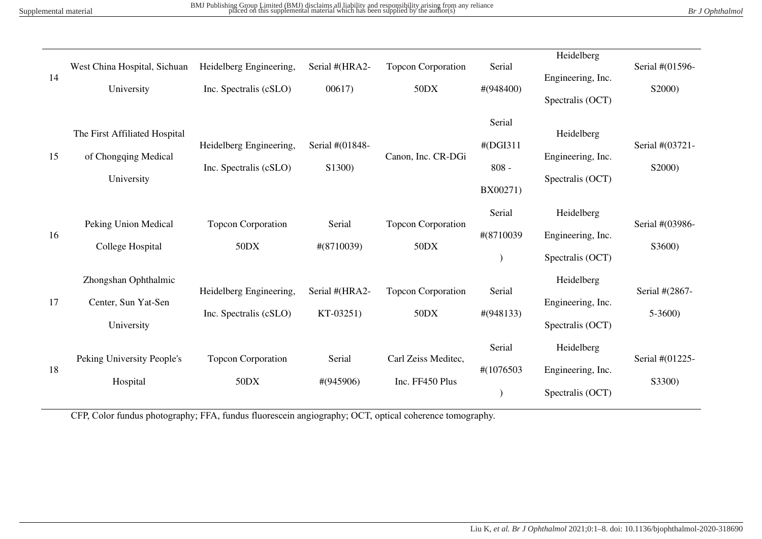| | | | | | | | |
|---|---|---|---|---|---|---|---|
| 14 | West China Hospital, Sichuan University | Heidelberg Engineering, Inc. Spectralis (cSLO) | Serial #(HRA2-00617) | Topcon Corporation 50DX | Serial #(948400) | Heidelberg Engineering, Inc. Spectralis (OCT) | Serial #(01596-S2000) |
| 15 | The First Affiliated Hospital of Chongqing Medical University | Heidelberg Engineering, Inc. Spectralis (cSLO) | Serial #(01848-S1300) | Canon, Inc. CR-DGi | Serial #(DGI311808 - BX00271) | Heidelberg Engineering, Inc. Spectralis (OCT) | Serial #(03721-S2000) |
| 16 | Peking Union Medical College Hospital | Topcon Corporation 50DX | Serial #(8710039) | Topcon Corporation 50DX | Serial #(8710039) | Heidelberg Engineering, Inc. Spectralis (OCT) | Serial #(03986-S3600) |
| 17 | Zhongshan Ophthalmic Center, Sun Yat-Sen University | Heidelberg Engineering, Inc. Spectralis (cSLO) | Serial #(HRA2-KT-03251) | Topcon Corporation 50DX | Serial #(948133) | Heidelberg Engineering, Inc. Spectralis (OCT) | Serial #(2867-5-3600) |
| 18 | Peking University People's Hospital | Topcon Corporation 50DX | Serial #(945906) | Carl Zeiss Meditec, Inc. FF450 Plus | Serial #(1076503) | Heidelberg Engineering, Inc. Spectralis (OCT) | Serial #(01225-S3300) |

CFP, Color fundus photography; FFA, fundus fluorescein angiography; OCT, optical coherence tomography.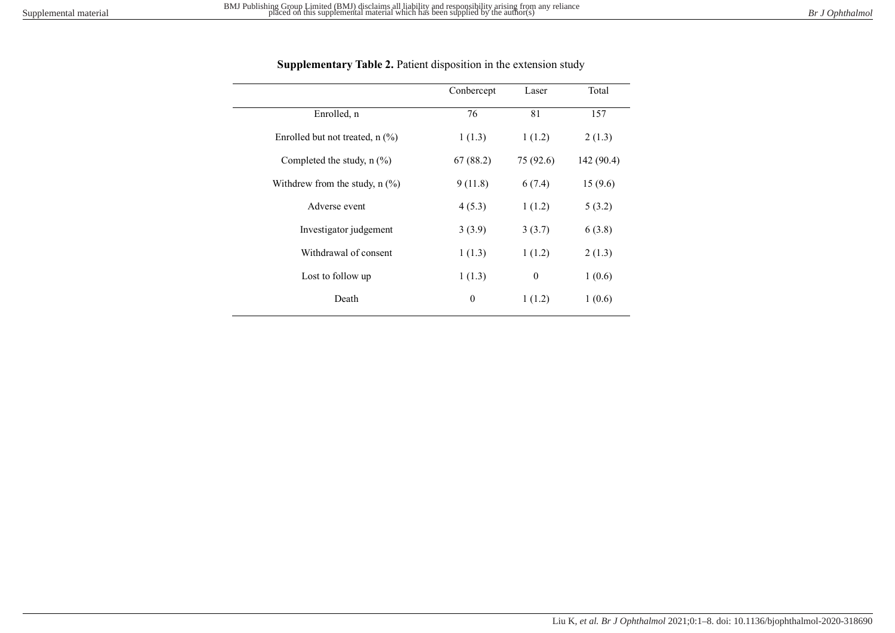**Supplementary Table 2.** Patient disposition in the extension study

| | Conbercept | Laser | Total |
|---|---|---|---|
| Enrolled, n | 76 | 81 | 157 |
| Enrolled but not treated, n (%) | 1 (1.3) | 1 (1.2) | 2 (1.3) |
| Completed the study, n (%) | 67 (88.2) | 75 (92.6) | 142 (90.4) |
| Withdrew from the study, n (%) | 9 (11.8) | 6 (7.4) | 15 (9.6) |
| Adverse event | 4 (5.3) | 1 (1.2) | 5 (3.2) |
| Investigator judgement | 3 (3.9) | 3 (3.7) | 6 (3.8) |
| Withdrawal of consent | 1 (1.3) | 1 (1.2) | 2 (1.3) |
| Lost to follow up | 1 (1.3) | 0 | 1 (0.6) |
| Death | 0 | 1 (1.2) | 1 (0.6) |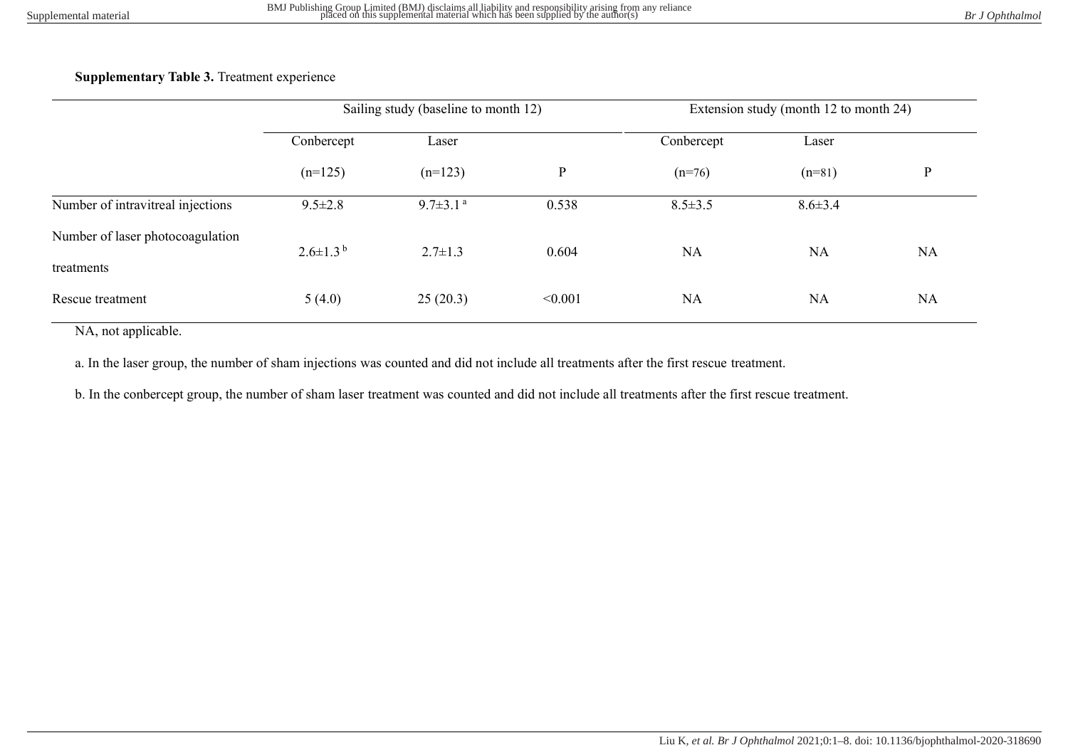**Supplementary Table 3.** Treatment experience

| | Sailing study (baseline to month 12) | | | Extension study (month 12 to month 24) | | |
|---|---|---|---|---|---|---|
| | Conbercept (n=125) | Laser (n=123) | P | Conbercept (n=76) | Laser (n=81) | P |
| Number of intravitreal injections | 9.5±2.8 | 9.7±3.1 [a] | 0.538 | 8.5±3.5 | 8.6±3.4 | |
| Number of laser photocoagulation treatments | 2.6±1.3 [b] | 2.7±1.3 | 0.604 | NA | NA | NA |
| Rescue treatment | 5 (4.0) | 25 (20.3) | <0.001 | NA | NA | NA |

NA, not applicable.

a. In the laser group, the number of sham injections was counted and did not include all treatments after the first rescue treatment.

b. In the conbercept group, the number of sham laser treatment was counted and did not include all treatments after the first rescue treatment.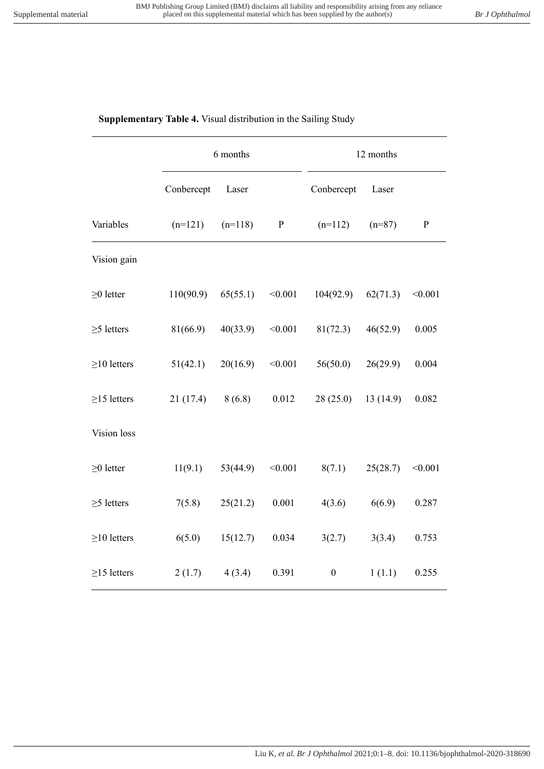**Supplementary Table 4.** Visual distribution in the Sailing Study

| | 6 months | | | 12 months | | |
|---|---|---|---|---|---|---|
| | Conbercept | Laser | | Conbercept | Laser | |
| Variables | (n=121) | (n=118) | P | (n=112) | (n=87) | P |
| Vision gain | | | | | | |
| ≥0 letter | 110(90.9) | 65(55.1) | <0.001 | 104(92.9) | 62(71.3) | <0.001 |
| ≥5 letters | 81(66.9) | 40(33.9) | <0.001 | 81(72.3) | 46(52.9) | 0.005 |
| ≥10 letters | 51(42.1) | 20(16.9) | <0.001 | 56(50.0) | 26(29.9) | 0.004 |
| ≥15 letters | 21 (17.4) | 8 (6.8) | 0.012 | 28 (25.0) | 13 (14.9) | 0.082 |
| Vision loss | | | | | | |
| ≥0 letter | 11(9.1) | 53(44.9) | <0.001 | 8(7.1) | 25(28.7) | <0.001 |
| ≥5 letters | 7(5.8) | 25(21.2) | 0.001 | 4(3.6) | 6(6.9) | 0.287 |
| ≥10 letters | 6(5.0) | 15(12.7) | 0.034 | 3(2.7) | 3(3.4) | 0.753 |
| ≥15 letters | 2 (1.7) | 4 (3.4) | 0.391 | 0 | 1 (1.1) | 0.255 |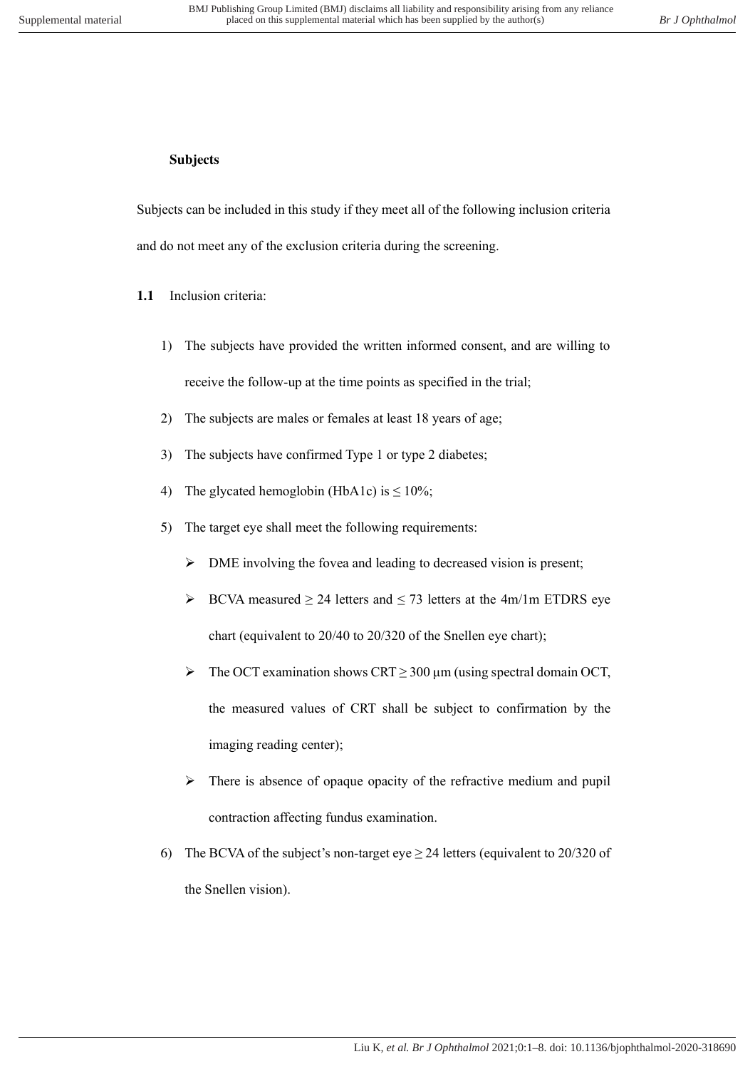**Subjects**

Subjects can be included in this study if they meet all of the following inclusion criteria and do not meet any of the exclusion criteria during the screening.

**1.1** Inclusion criteria:

1) The subjects have provided the written informed consent, and are willing to receive the follow-up at the time points as specified in the trial;
2) The subjects are males or females at least 18 years of age;
3) The subjects have confirmed Type 1 or type 2 diabetes;
4) The glycated hemoglobin (HbA1c) is $\leq$ 10%;
5) The target eye shall meet the following requirements:
   - DME involving the fovea and leading to decreased vision is present;
   - BCVA measured $\geq$ 24 letters and $\leq$ 73 letters at the 4m/1m ETDRS eye chart (equivalent to 20/40 to 20/320 of the Snellen eye chart);
   - The OCT examination shows CRT $\geq$ 300 μm (using spectral domain OCT, the measured values of CRT shall be subject to confirmation by the imaging reading center);
   - There is absence of opaque opacity of the refractive medium and pupil contraction affecting fundus examination.
6) The BCVA of the subject's non-target eye $\geq$ 24 letters (equivalent to 20/320 of the Snellen vision).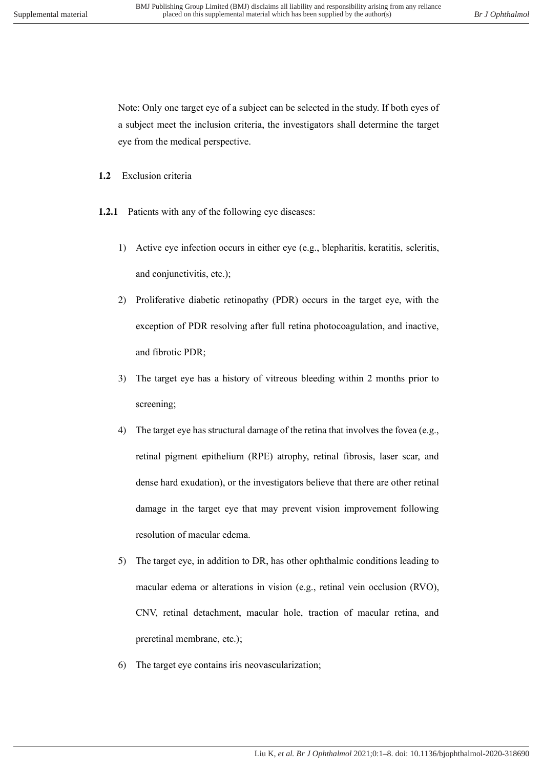Note: Only one target eye of a subject can be selected in the study. If both eyes of a subject meet the inclusion criteria, the investigators shall determine the target eye from the medical perspective.

**1.2** Exclusion criteria

**1.2.1** Patients with any of the following eye diseases:

1) Active eye infection occurs in either eye (e.g., blepharitis, keratitis, scleritis, and conjunctivitis, etc.);
2) Proliferative diabetic retinopathy (PDR) occurs in the target eye, with the exception of PDR resolving after full retina photocoagulation, and inactive, and fibrotic PDR;
3) The target eye has a history of vitreous bleeding within 2 months prior to screening;
4) The target eye has structural damage of the retina that involves the fovea (e.g., retinal pigment epithelium (RPE) atrophy, retinal fibrosis, laser scar, and dense hard exudation), or the investigators believe that there are other retinal damage in the target eye that may prevent vision improvement following resolution of macular edema.
5) The target eye, in addition to DR, has other ophthalmic conditions leading to macular edema or alterations in vision (e.g., retinal vein occlusion (RVO), CNV, retinal detachment, macular hole, traction of macular retina, and preretinal membrane, etc.);
6) The target eye contains iris neovascularization;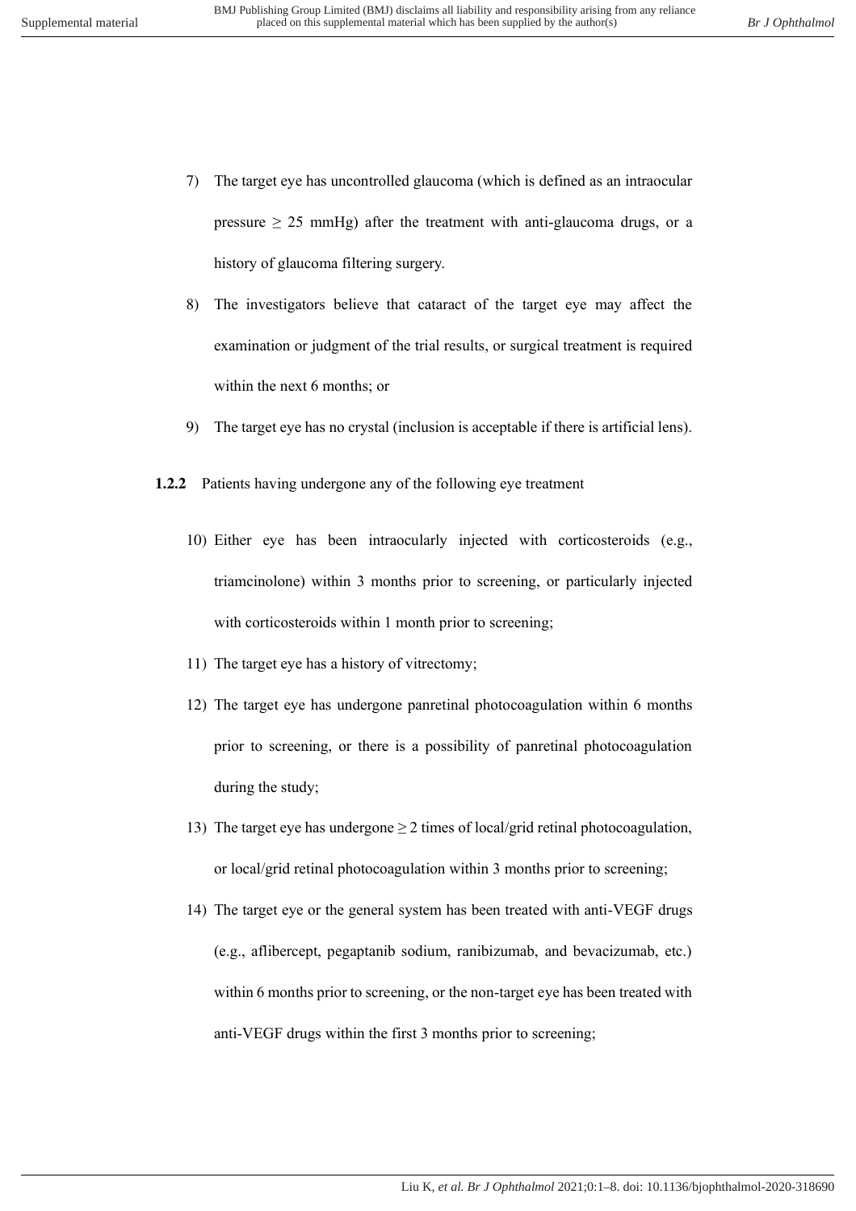7) The target eye has uncontrolled glaucoma (which is defined as an intraocular pressure $\geq$ 25 mmHg) after the treatment with anti-glaucoma drugs, or a history of glaucoma filtering surgery.

8) The investigators believe that cataract of the target eye may affect the examination or judgment of the trial results, or surgical treatment is required within the next 6 months; or

9) The target eye has no crystal (inclusion is acceptable if there is artificial lens).

**1.2.2** Patients having undergone any of the following eye treatment

10) Either eye has been intraocularly injected with corticosteroids (e.g., triamcinolone) within 3 months prior to screening, or particularly injected with corticosteroids within 1 month prior to screening;

11) The target eye has a history of vitrectomy;

12) The target eye has undergone panretinal photocoagulation within 6 months prior to screening, or there is a possibility of panretinal photocoagulation during the study;

13) The target eye has undergone $\geq$ 2 times of local/grid retinal photocoagulation, or local/grid retinal photocoagulation within 3 months prior to screening;

14) The target eye or the general system has been treated with anti-VEGF drugs (e.g., aflibercept, pegaptanib sodium, ranibizumab, and bevacizumab, etc.) within 6 months prior to screening, or the non-target eye has been treated with anti-VEGF drugs within the first 3 months prior to screening;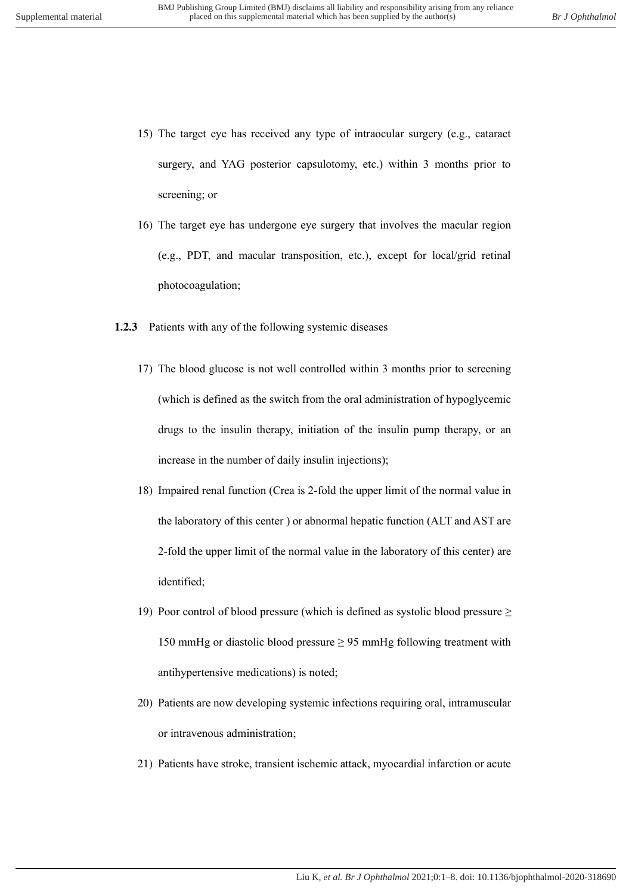15) The target eye has received any type of intraocular surgery (e.g., cataract surgery, and YAG posterior capsulotomy, etc.) within 3 months prior to screening; or

16) The target eye has undergone eye surgery that involves the macular region (e.g., PDT, and macular transposition, etc.), except for local/grid retinal photocoagulation;

**1.2.3** Patients with any of the following systemic diseases

17) The blood glucose is not well controlled within 3 months prior to screening (which is defined as the switch from the oral administration of hypoglycemic drugs to the insulin therapy, initiation of the insulin pump therapy, or an increase in the number of daily insulin injections);

18) Impaired renal function (Crea is 2-fold the upper limit of the normal value in the laboratory of this center ) or abnormal hepatic function (ALT and AST are 2-fold the upper limit of the normal value in the laboratory of this center) are identified;

19) Poor control of blood pressure (which is defined as systolic blood pressure $\geq$ 150 mmHg or diastolic blood pressure $\geq$ 95 mmHg following treatment with antihypertensive medications) is noted;

20) Patients are now developing systemic infections requiring oral, intramuscular or intravenous administration;

21) Patients have stroke, transient ischemic attack, myocardial infarction or acute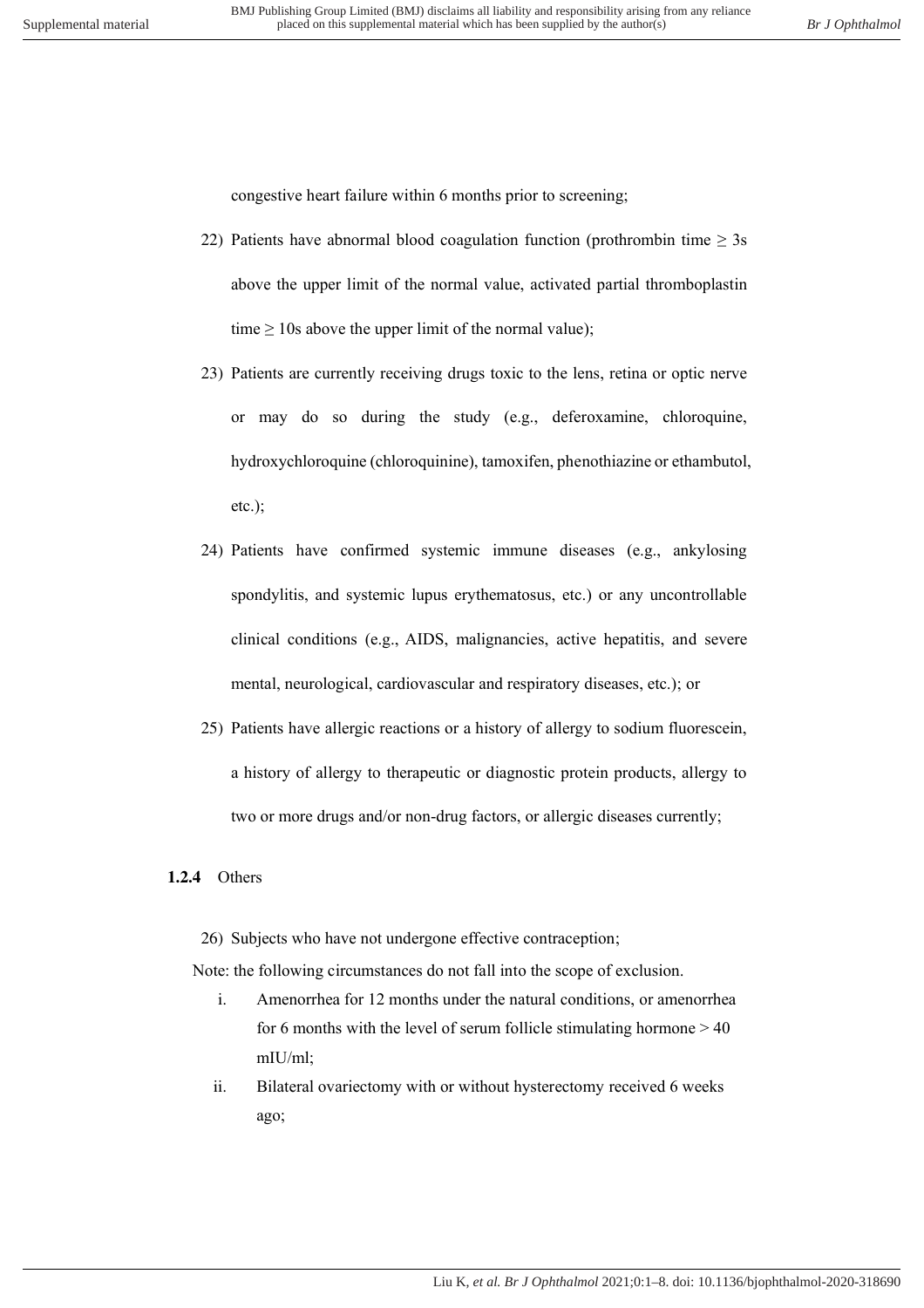congestive heart failure within 6 months prior to screening;

22) Patients have abnormal blood coagulation function (prothrombin time $\geq$ 3s above the upper limit of the normal value, activated partial thromboplastin time $\geq$ 10s above the upper limit of the normal value);
23) Patients are currently receiving drugs toxic to the lens, retina or optic nerve or may do so during the study (e.g., deferoxamine, chloroquine, hydroxychloroquine (chloroquinine), tamoxifen, phenothiazine or ethambutol, etc.);
24) Patients have confirmed systemic immune diseases (e.g., ankylosing spondylitis, and systemic lupus erythematosus, etc.) or any uncontrollable clinical conditions (e.g., AIDS, malignancies, active hepatitis, and severe mental, neurological, cardiovascular and respiratory diseases, etc.); or
25) Patients have allergic reactions or a history of allergy to sodium fluorescein, a history of allergy to therapeutic or diagnostic protein products, allergy to two or more drugs and/or non-drug factors, or allergic diseases currently;

#### 1.2.4 Others

26) Subjects who have not undergone effective contraception;

Note: the following circumstances do not fall into the scope of exclusion.

i. Amenorrhea for 12 months under the natural conditions, or amenorrhea for 6 months with the level of serum follicle stimulating hormone > 40 mIU/ml;
ii. Bilateral ovariectomy with or without hysterectomy received 6 weeks ago;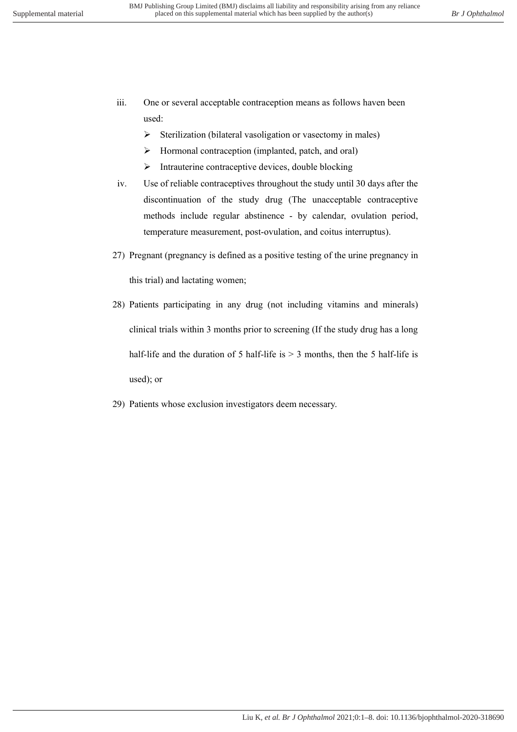iii. One or several acceptable contraception means as follows haven been used:

- Sterilization (bilateral vasoligation or vasectomy in males)
- Hormonal contraception (implanted, patch, and oral)
- Intrauterine contraceptive devices, double blocking

iv. Use of reliable contraceptives throughout the study until 30 days after the discontinuation of the study drug (The unacceptable contraceptive methods include regular abstinence - by calendar, ovulation period, temperature measurement, post-ovulation, and coitus interruptus).

27) Pregnant (pregnancy is defined as a positive testing of the urine pregnancy in this trial) and lactating women;

28) Patients participating in any drug (not including vitamins and minerals) clinical trials within 3 months prior to screening (If the study drug has a long half-life and the duration of 5 half-life is > 3 months, then the 5 half-life is used); or

29) Patients whose exclusion investigators deem necessary.